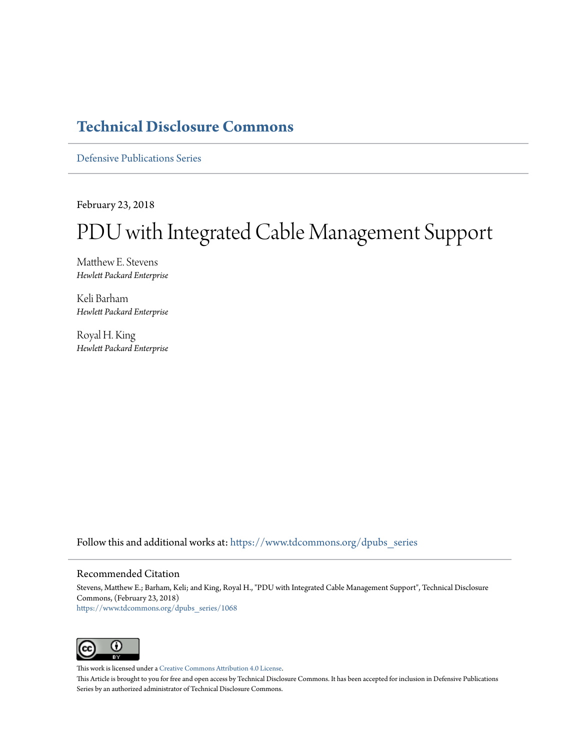# Technical Disclosure Commons

Defensive Publications Series

February 23, 2018

# PDU with Integrated Cable Management Support

Matthew E. Stevens
*Hewlett Packard Enterprise*

Keli Barham
*Hewlett Packard Enterprise*

Royal H. King
*Hewlett Packard Enterprise*

Follow this and additional works at: https://www.tdcommons.org/dpubs_series

## Recommended Citation

Stevens, Matthew E.; Barham, Keli; and King, Royal H., "PDU with Integrated Cable Management Support", Technical Disclosure Commons, (February 23, 2018)
https://www.tdcommons.org/dpubs_series/1068

This work is licensed under a Creative Commons Attribution 4.0 License.
This Article is brought to you for free and open access by Technical Disclosure Commons. It has been accepted for inclusion in Defensive Publications Series by an authorized administrator of Technical Disclosure Commons.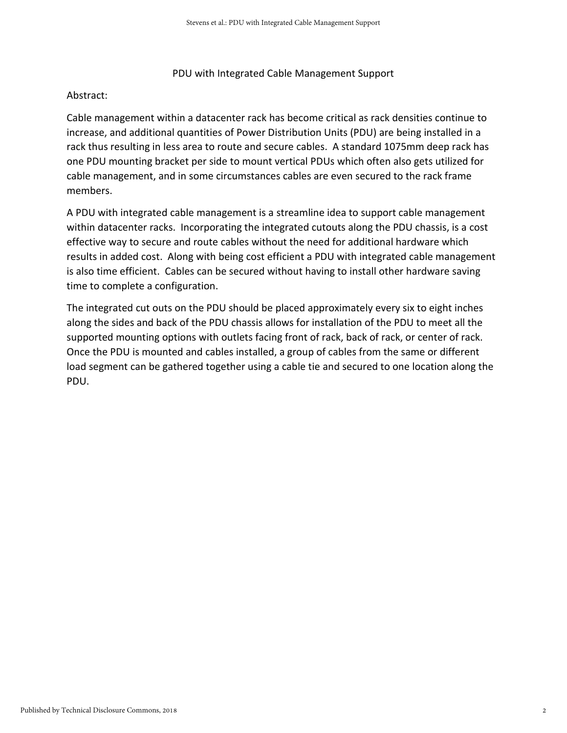# PDU with Integrated Cable Management Support

Abstract:

Cable management within a datacenter rack has become critical as rack densities continue to increase, and additional quantities of Power Distribution Units (PDU) are being installed in a rack thus resulting in less area to route and secure cables. A standard 1075mm deep rack has one PDU mounting bracket per side to mount vertical PDUs which often also gets utilized for cable management, and in some circumstances cables are even secured to the rack frame members.

A PDU with integrated cable management is a streamline idea to support cable management within datacenter racks. Incorporating the integrated cutouts along the PDU chassis, is a cost effective way to secure and route cables without the need for additional hardware which results in added cost. Along with being cost efficient a PDU with integrated cable management is also time efficient. Cables can be secured without having to install other hardware saving time to complete a configuration.

The integrated cut outs on the PDU should be placed approximately every six to eight inches along the sides and back of the PDU chassis allows for installation of the PDU to meet all the supported mounting options with outlets facing front of rack, back of rack, or center of rack. Once the PDU is mounted and cables installed, a group of cables from the same or different load segment can be gathered together using a cable tie and secured to one location along the PDU.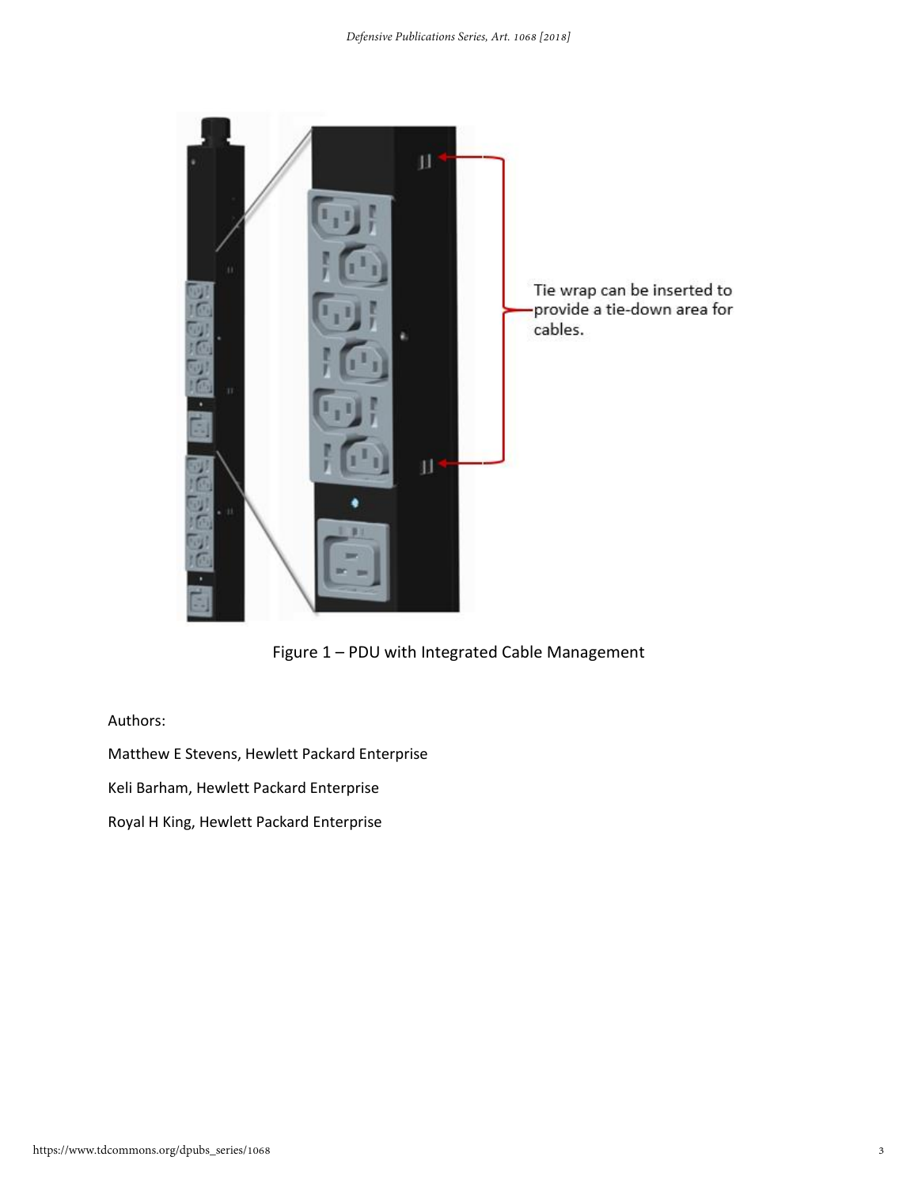Tie wrap can be inserted to provide a tie-down area for cables.

Figure 1 – PDU with Integrated Cable Management

Authors:

Matthew E Stevens, Hewlett Packard Enterprise

Keli Barham, Hewlett Packard Enterprise

Royal H King, Hewlett Packard Enterprise